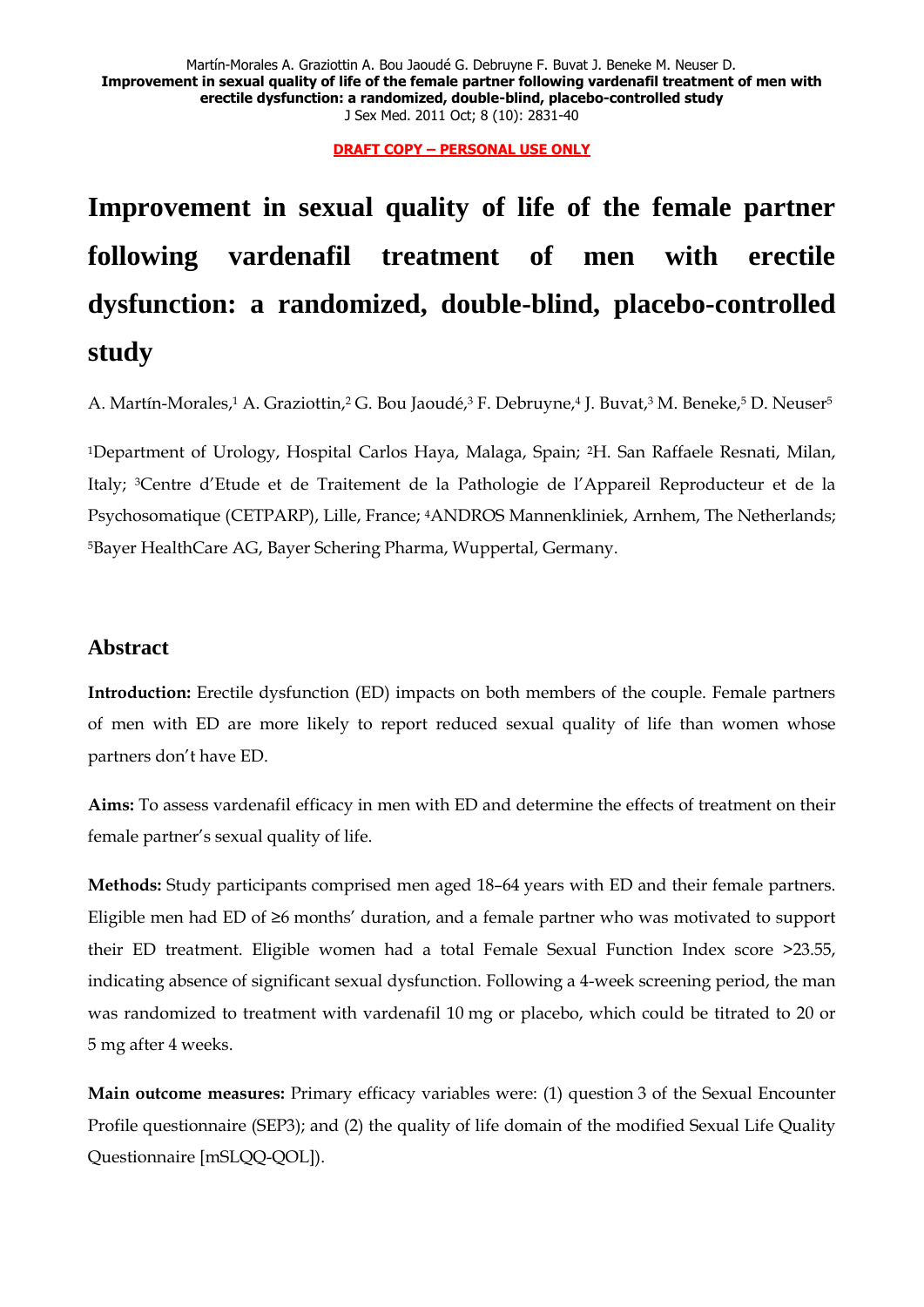**DRAFT COPY – PERSONAL USE ONLY**

# Improvement in sexual quality of life of the female partner following vardenafil treatment of men with erectile dysfunction: a randomized, double-blind, placebo-controlled study

A. Martín-Morales,[1] A. Graziottin,[2] G. Bou Jaoudé,[3] F. Debruyne,[4] J. Buvat,[3] M. Beneke,[5] D. Neuser[5]

[1]Department of Urology, Hospital Carlos Haya, Malaga, Spain; [2]H. San Raffaele Resnati, Milan, Italy; [3]Centre d'Etude et de Traitement de la Pathologie de l'Appareil Reproducteur et de la Psychosomatique (CETPARP), Lille, France; [4]ANDROS Mannenkliniek, Arnhem, The Netherlands; [5]Bayer HealthCare AG, Bayer Schering Pharma, Wuppertal, Germany.

## Abstract

**Introduction:** Erectile dysfunction (ED) impacts on both members of the couple. Female partners of men with ED are more likely to report reduced sexual quality of life than women whose partners don't have ED.

**Aims:** To assess vardenafil efficacy in men with ED and determine the effects of treatment on their female partner's sexual quality of life.

**Methods:** Study participants comprised men aged 18–64 years with ED and their female partners. Eligible men had ED of ≥6 months' duration, and a female partner who was motivated to support their ED treatment. Eligible women had a total Female Sexual Function Index score >23.55, indicating absence of significant sexual dysfunction. Following a 4-week screening period, the man was randomized to treatment with vardenafil 10 mg or placebo, which could be titrated to 20 or 5 mg after 4 weeks.

**Main outcome measures:** Primary efficacy variables were: (1) question 3 of the Sexual Encounter Profile questionnaire (SEP3); and (2) the quality of life domain of the modified Sexual Life Quality Questionnaire [mSLQQ-QOL]).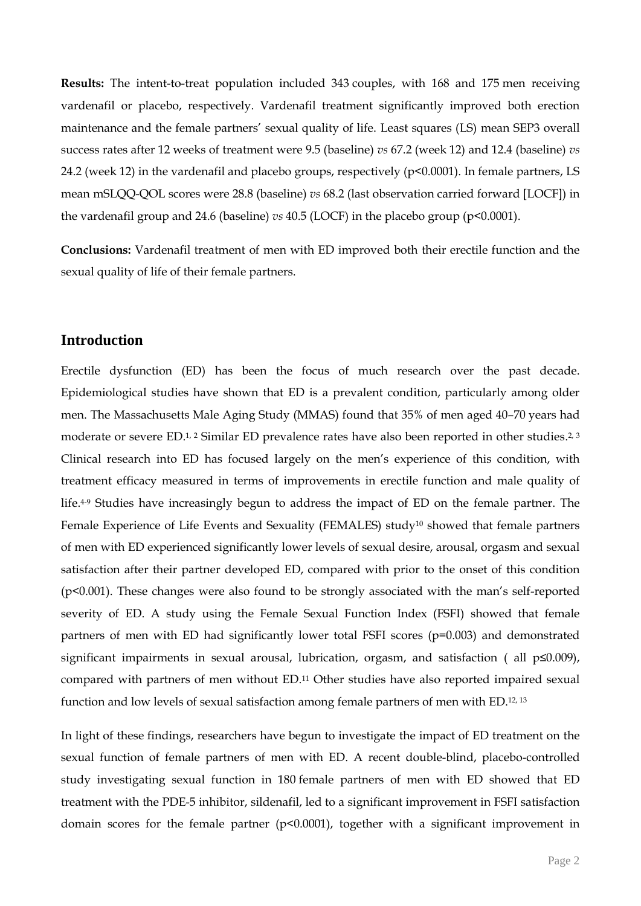**Results:** The intent-to-treat population included 343 couples, with 168 and 175 men receiving vardenafil or placebo, respectively. Vardenafil treatment significantly improved both erection maintenance and the female partners' sexual quality of life. Least squares (LS) mean SEP3 overall success rates after 12 weeks of treatment were 9.5 (baseline) *vs* 67.2 (week 12) and 12.4 (baseline) *vs* 24.2 (week 12) in the vardenafil and placebo groups, respectively ($p<0.0001$). In female partners, LS mean mSLQQ-QOL scores were 28.8 (baseline) *vs* 68.2 (last observation carried forward [LOCF]) in the vardenafil group and 24.6 (baseline) *vs* 40.5 (LOCF) in the placebo group ($p<0.0001$).

**Conclusions:** Vardenafil treatment of men with ED improved both their erectile function and the sexual quality of life of their female partners.

## Introduction

Erectile dysfunction (ED) has been the focus of much research over the past decade. Epidemiological studies have shown that ED is a prevalent condition, particularly among older men. The Massachusetts Male Aging Study (MMAS) found that 35% of men aged 40–70 years had moderate or severe ED.[1, 2] Similar ED prevalence rates have also been reported in other studies.[2, 3] Clinical research into ED has focused largely on the men's experience of this condition, with treatment efficacy measured in terms of improvements in erectile function and male quality of life.[4-9] Studies have increasingly begun to address the impact of ED on the female partner. The Female Experience of Life Events and Sexuality (FEMALES) study[10] showed that female partners of men with ED experienced significantly lower levels of sexual desire, arousal, orgasm and sexual satisfaction after their partner developed ED, compared with prior to the onset of this condition ($p<0.001$). These changes were also found to be strongly associated with the man's self-reported severity of ED. A study using the Female Sexual Function Index (FSFI) showed that female partners of men with ED had significantly lower total FSFI scores ($p=0.003$) and demonstrated significant impairments in sexual arousal, lubrication, orgasm, and satisfaction ( all $p\leq0.009$), compared with partners of men without ED.[11] Other studies have also reported impaired sexual function and low levels of sexual satisfaction among female partners of men with ED.[12, 13]

In light of these findings, researchers have begun to investigate the impact of ED treatment on the sexual function of female partners of men with ED. A recent double-blind, placebo-controlled study investigating sexual function in 180 female partners of men with ED showed that ED treatment with the PDE-5 inhibitor, sildenafil, led to a significant improvement in FSFI satisfaction domain scores for the female partner ($p<0.0001$), together with a significant improvement in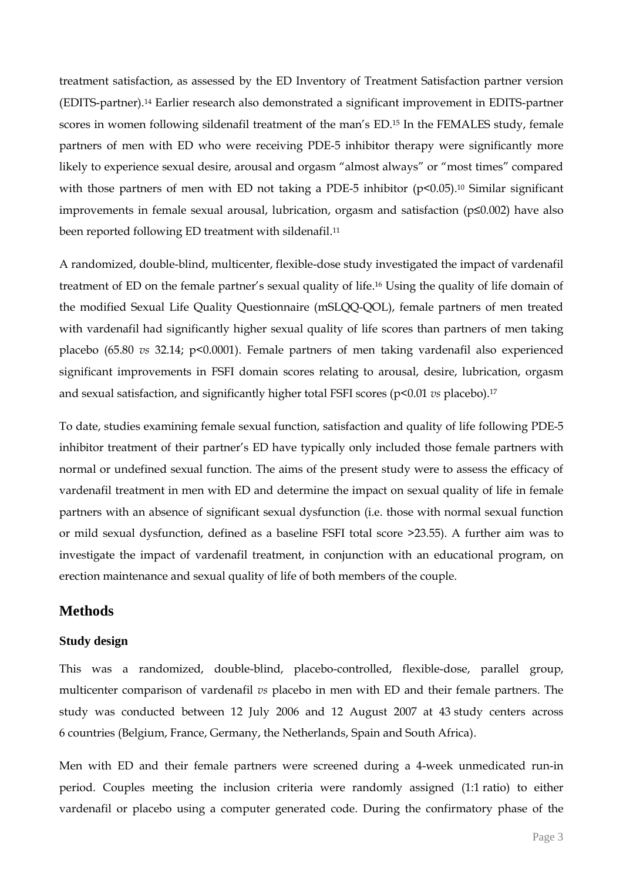treatment satisfaction, as assessed by the ED Inventory of Treatment Satisfaction partner version (EDITS-partner).[14] Earlier research also demonstrated a significant improvement in EDITS-partner scores in women following sildenafil treatment of the man's ED.[15] In the FEMALES study, female partners of men with ED who were receiving PDE-5 inhibitor therapy were significantly more likely to experience sexual desire, arousal and orgasm "almost always" or "most times" compared with those partners of men with ED not taking a PDE-5 inhibitor ($p<0.05$).[10] Similar significant improvements in female sexual arousal, lubrication, orgasm and satisfaction ($p\leq0.002$) have also been reported following ED treatment with sildenafil.[11]

A randomized, double-blind, multicenter, flexible-dose study investigated the impact of vardenafil treatment of ED on the female partner's sexual quality of life.[16] Using the quality of life domain of the modified Sexual Life Quality Questionnaire (mSLQQ-QOL), female partners of men treated with vardenafil had significantly higher sexual quality of life scores than partners of men taking placebo (65.80 *vs* 32.14; $p<0.0001$). Female partners of men taking vardenafil also experienced significant improvements in FSFI domain scores relating to arousal, desire, lubrication, orgasm and sexual satisfaction, and significantly higher total FSFI scores ($p<0.01$ *vs* placebo).[17]

To date, studies examining female sexual function, satisfaction and quality of life following PDE-5 inhibitor treatment of their partner's ED have typically only included those female partners with normal or undefined sexual function. The aims of the present study were to assess the efficacy of vardenafil treatment in men with ED and determine the impact on sexual quality of life in female partners with an absence of significant sexual dysfunction (i.e. those with normal sexual function or mild sexual dysfunction, defined as a baseline FSFI total score >23.55). A further aim was to investigate the impact of vardenafil treatment, in conjunction with an educational program, on erection maintenance and sexual quality of life of both members of the couple.

## Methods

### Study design

This was a randomized, double-blind, placebo-controlled, flexible-dose, parallel group, multicenter comparison of vardenafil *vs* placebo in men with ED and their female partners. The study was conducted between 12 July 2006 and 12 August 2007 at 43 study centers across 6 countries (Belgium, France, Germany, the Netherlands, Spain and South Africa).

Men with ED and their female partners were screened during a 4-week unmedicated run-in period. Couples meeting the inclusion criteria were randomly assigned (1:1 ratio) to either vardenafil or placebo using a computer generated code. During the confirmatory phase of the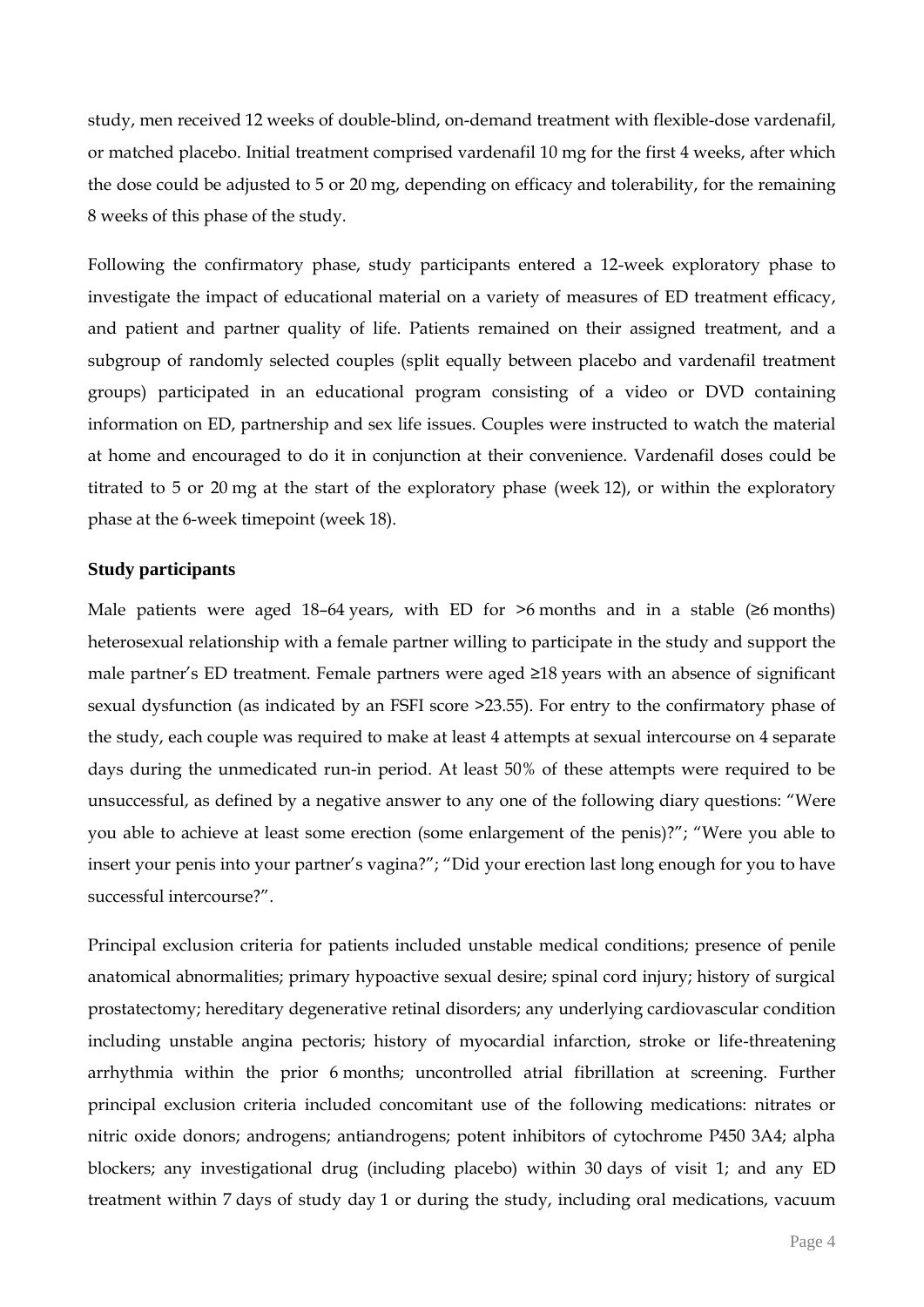study, men received 12 weeks of double-blind, on-demand treatment with flexible-dose vardenafil, or matched placebo. Initial treatment comprised vardenafil 10 mg for the first 4 weeks, after which the dose could be adjusted to 5 or 20 mg, depending on efficacy and tolerability, for the remaining 8 weeks of this phase of the study.

Following the confirmatory phase, study participants entered a 12-week exploratory phase to investigate the impact of educational material on a variety of measures of ED treatment efficacy, and patient and partner quality of life. Patients remained on their assigned treatment, and a subgroup of randomly selected couples (split equally between placebo and vardenafil treatment groups) participated in an educational program consisting of a video or DVD containing information on ED, partnership and sex life issues. Couples were instructed to watch the material at home and encouraged to do it in conjunction at their convenience. Vardenafil doses could be titrated to 5 or 20 mg at the start of the exploratory phase (week 12), or within the exploratory phase at the 6-week timepoint (week 18).

### Study participants

Male patients were aged 18–64 years, with ED for >6 months and in a stable (≥6 months) heterosexual relationship with a female partner willing to participate in the study and support the male partner's ED treatment. Female partners were aged ≥18 years with an absence of significant sexual dysfunction (as indicated by an FSFI score >23.55). For entry to the confirmatory phase of the study, each couple was required to make at least 4 attempts at sexual intercourse on 4 separate days during the unmedicated run-in period. At least 50% of these attempts were required to be unsuccessful, as defined by a negative answer to any one of the following diary questions: "Were you able to achieve at least some erection (some enlargement of the penis)?"; "Were you able to insert your penis into your partner's vagina?"; "Did your erection last long enough for you to have successful intercourse?".

Principal exclusion criteria for patients included unstable medical conditions; presence of penile anatomical abnormalities; primary hypoactive sexual desire; spinal cord injury; history of surgical prostatectomy; hereditary degenerative retinal disorders; any underlying cardiovascular condition including unstable angina pectoris; history of myocardial infarction, stroke or life-threatening arrhythmia within the prior 6 months; uncontrolled atrial fibrillation at screening. Further principal exclusion criteria included concomitant use of the following medications: nitrates or nitric oxide donors; androgens; antiandrogens; potent inhibitors of cytochrome P450 3A4; alpha blockers; any investigational drug (including placebo) within 30 days of visit 1; and any ED treatment within 7 days of study day 1 or during the study, including oral medications, vacuum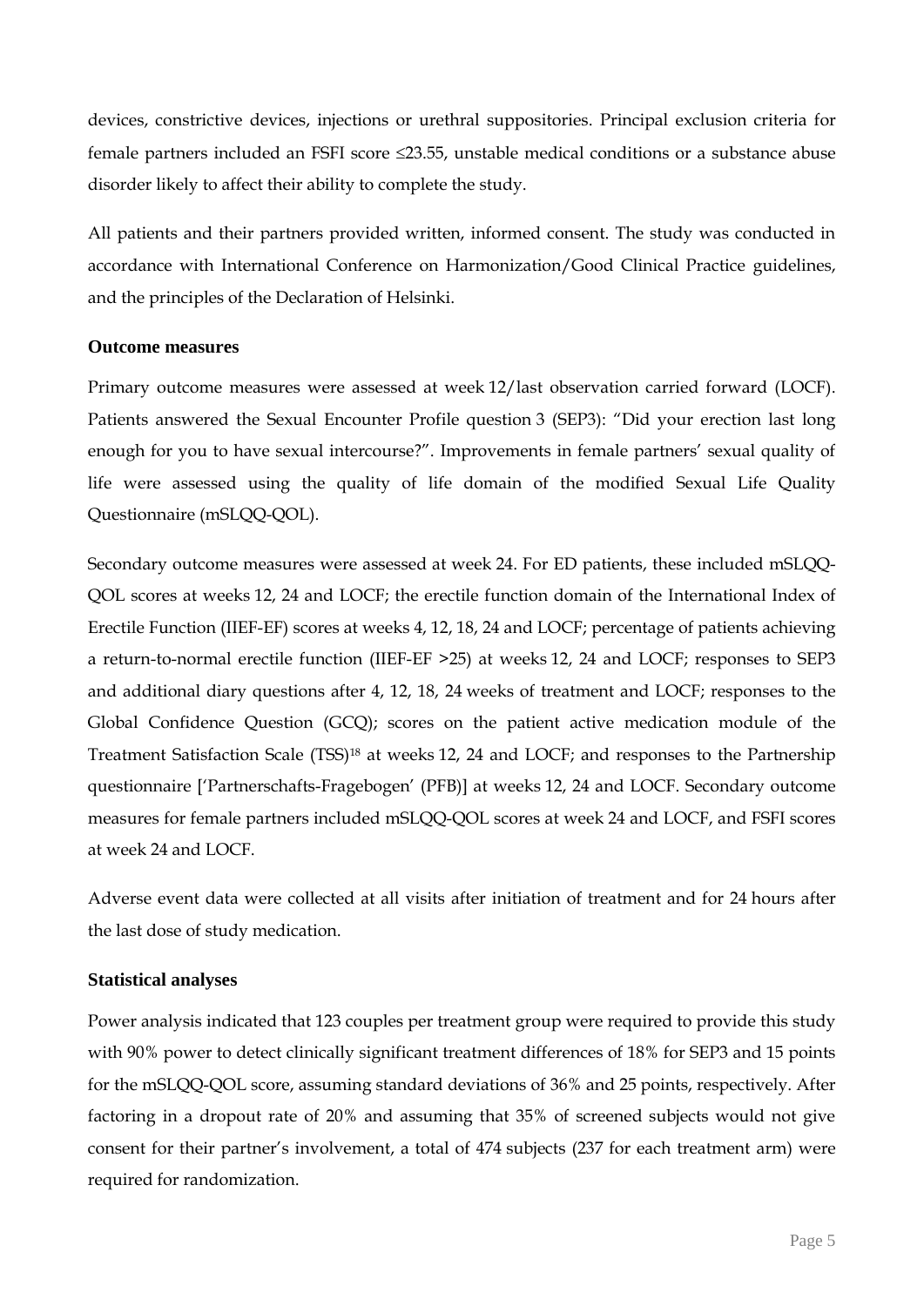devices, constrictive devices, injections or urethral suppositories. Principal exclusion criteria for female partners included an FSFI score ≤23.55, unstable medical conditions or a substance abuse disorder likely to affect their ability to complete the study.

All patients and their partners provided written, informed consent. The study was conducted in accordance with International Conference on Harmonization/Good Clinical Practice guidelines, and the principles of the Declaration of Helsinki.

### Outcome measures

Primary outcome measures were assessed at week 12/last observation carried forward (LOCF). Patients answered the Sexual Encounter Profile question 3 (SEP3): "Did your erection last long enough for you to have sexual intercourse?". Improvements in female partners' sexual quality of life were assessed using the quality of life domain of the modified Sexual Life Quality Questionnaire (mSLQQ-QOL).

Secondary outcome measures were assessed at week 24. For ED patients, these included mSLQQ-QOL scores at weeks 12, 24 and LOCF; the erectile function domain of the International Index of Erectile Function (IIEF-EF) scores at weeks 4, 12, 18, 24 and LOCF; percentage of patients achieving a return-to-normal erectile function (IIEF-EF >25) at weeks 12, 24 and LOCF; responses to SEP3 and additional diary questions after 4, 12, 18, 24 weeks of treatment and LOCF; responses to the Global Confidence Question (GCQ); scores on the patient active medication module of the Treatment Satisfaction Scale (TSS)[18] at weeks 12, 24 and LOCF; and responses to the Partnership questionnaire ['Partnerschafts-Fragebogen' (PFB)] at weeks 12, 24 and LOCF. Secondary outcome measures for female partners included mSLQQ-QOL scores at week 24 and LOCF, and FSFI scores at week 24 and LOCF.

Adverse event data were collected at all visits after initiation of treatment and for 24 hours after the last dose of study medication.

### Statistical analyses

Power analysis indicated that 123 couples per treatment group were required to provide this study with 90% power to detect clinically significant treatment differences of 18% for SEP3 and 15 points for the mSLQQ-QOL score, assuming standard deviations of 36% and 25 points, respectively. After factoring in a dropout rate of 20% and assuming that 35% of screened subjects would not give consent for their partner's involvement, a total of 474 subjects (237 for each treatment arm) were required for randomization.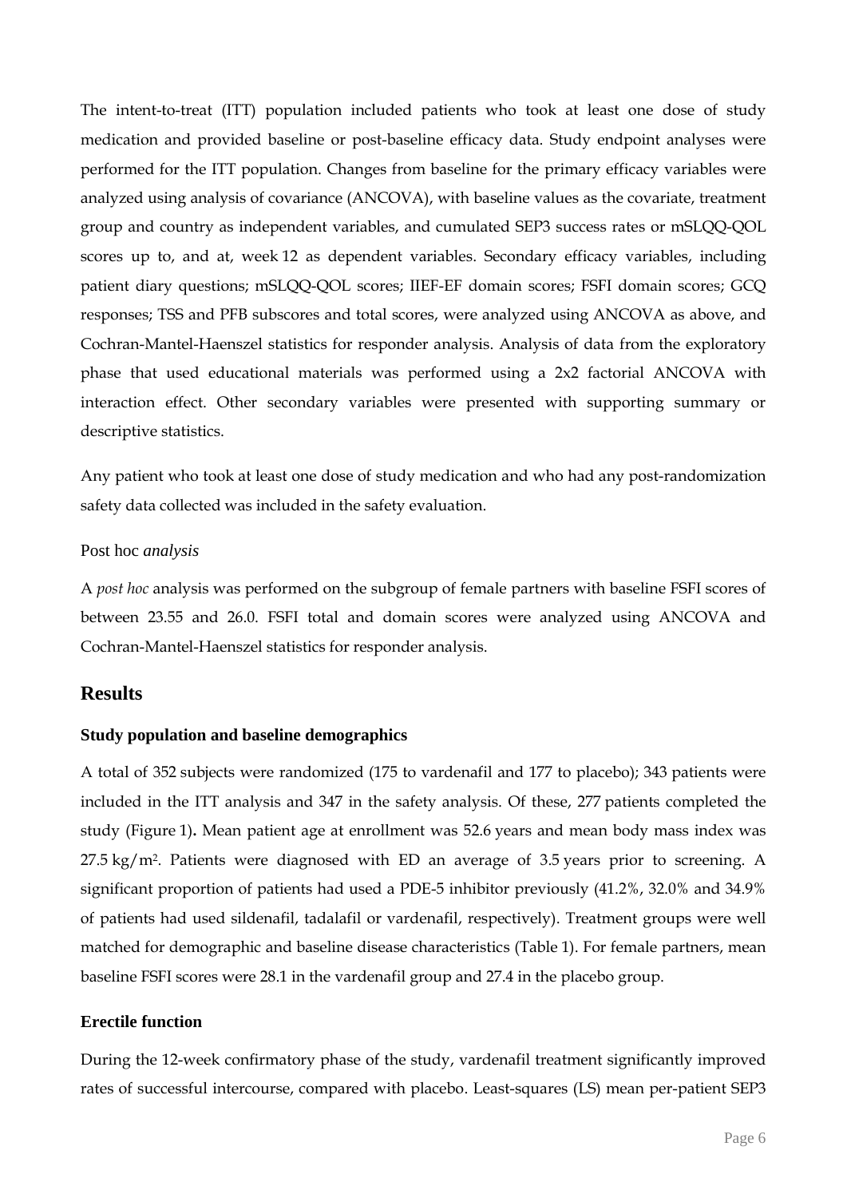The intent-to-treat (ITT) population included patients who took at least one dose of study medication and provided baseline or post-baseline efficacy data. Study endpoint analyses were performed for the ITT population. Changes from baseline for the primary efficacy variables were analyzed using analysis of covariance (ANCOVA), with baseline values as the covariate, treatment group and country as independent variables, and cumulated SEP3 success rates or mSLQQ-QOL scores up to, and at, week 12 as dependent variables. Secondary efficacy variables, including patient diary questions; mSLQQ-QOL scores; IIEF-EF domain scores; FSFI domain scores; GCQ responses; TSS and PFB subscores and total scores, were analyzed using ANCOVA as above, and Cochran-Mantel-Haenszel statistics for responder analysis. Analysis of data from the exploratory phase that used educational materials was performed using a 2x2 factorial ANCOVA with interaction effect. Other secondary variables were presented with supporting summary or descriptive statistics.

Any patient who took at least one dose of study medication and who had any post-randomization safety data collected was included in the safety evaluation.

### Post hoc *analysis*

A *post hoc* analysis was performed on the subgroup of female partners with baseline FSFI scores of between 23.55 and 26.0. FSFI total and domain scores were analyzed using ANCOVA and Cochran-Mantel-Haenszel statistics for responder analysis.

## Results

### Study population and baseline demographics

A total of 352 subjects were randomized (175 to vardenafil and 177 to placebo); 343 patients were included in the ITT analysis and 347 in the safety analysis. Of these, 277 patients completed the study (Figure 1)**.** Mean patient age at enrollment was 52.6 years and mean body mass index was 27.5 kg/m$^2$. Patients were diagnosed with ED an average of 3.5 years prior to screening. A significant proportion of patients had used a PDE-5 inhibitor previously (41.2%, 32.0% and 34.9% of patients had used sildenafil, tadalafil or vardenafil, respectively). Treatment groups were well matched for demographic and baseline disease characteristics (Table 1). For female partners, mean baseline FSFI scores were 28.1 in the vardenafil group and 27.4 in the placebo group.

### Erectile function

During the 12-week confirmatory phase of the study, vardenafil treatment significantly improved rates of successful intercourse, compared with placebo. Least-squares (LS) mean per-patient SEP3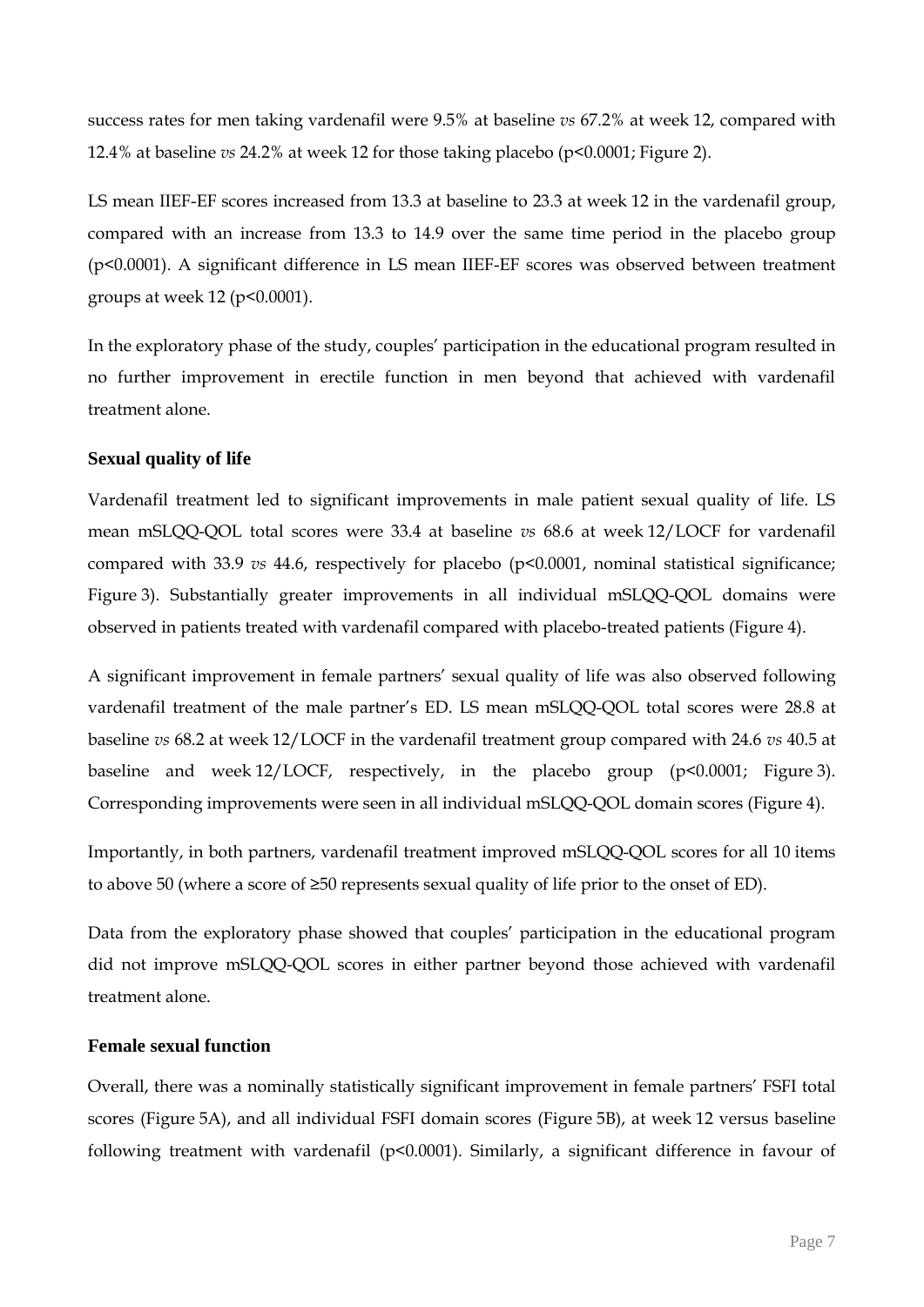success rates for men taking vardenafil were 9.5% at baseline *vs* 67.2% at week 12, compared with 12.4% at baseline *vs* 24.2% at week 12 for those taking placebo ($p<0.0001$; Figure 2).

LS mean IIEF-EF scores increased from 13.3 at baseline to 23.3 at week 12 in the vardenafil group, compared with an increase from 13.3 to 14.9 over the same time period in the placebo group ($p<0.0001$). A significant difference in LS mean IIEF-EF scores was observed between treatment groups at week 12 ($p<0.0001$).

In the exploratory phase of the study, couples' participation in the educational program resulted in no further improvement in erectile function in men beyond that achieved with vardenafil treatment alone.

### Sexual quality of life

Vardenafil treatment led to significant improvements in male patient sexual quality of life. LS mean mSLQQ-QOL total scores were 33.4 at baseline *vs* 68.6 at week 12/LOCF for vardenafil compared with 33.9 *vs* 44.6, respectively for placebo ($p<0.0001$, nominal statistical significance; Figure 3). Substantially greater improvements in all individual mSLQQ-QOL domains were observed in patients treated with vardenafil compared with placebo-treated patients (Figure 4).

A significant improvement in female partners' sexual quality of life was also observed following vardenafil treatment of the male partner's ED. LS mean mSLQQ-QOL total scores were 28.8 at baseline *vs* 68.2 at week 12/LOCF in the vardenafil treatment group compared with 24.6 *vs* 40.5 at baseline and week 12/LOCF, respectively, in the placebo group ($p<0.0001$; Figure 3). Corresponding improvements were seen in all individual mSLQQ-QOL domain scores (Figure 4).

Importantly, in both partners, vardenafil treatment improved mSLQQ-QOL scores for all 10 items to above 50 (where a score of ≥50 represents sexual quality of life prior to the onset of ED).

Data from the exploratory phase showed that couples' participation in the educational program did not improve mSLQQ-QOL scores in either partner beyond those achieved with vardenafil treatment alone.

### Female sexual function

Overall, there was a nominally statistically significant improvement in female partners' FSFI total scores (Figure 5A), and all individual FSFI domain scores (Figure 5B), at week 12 versus baseline following treatment with vardenafil ($p<0.0001$). Similarly, a significant difference in favour of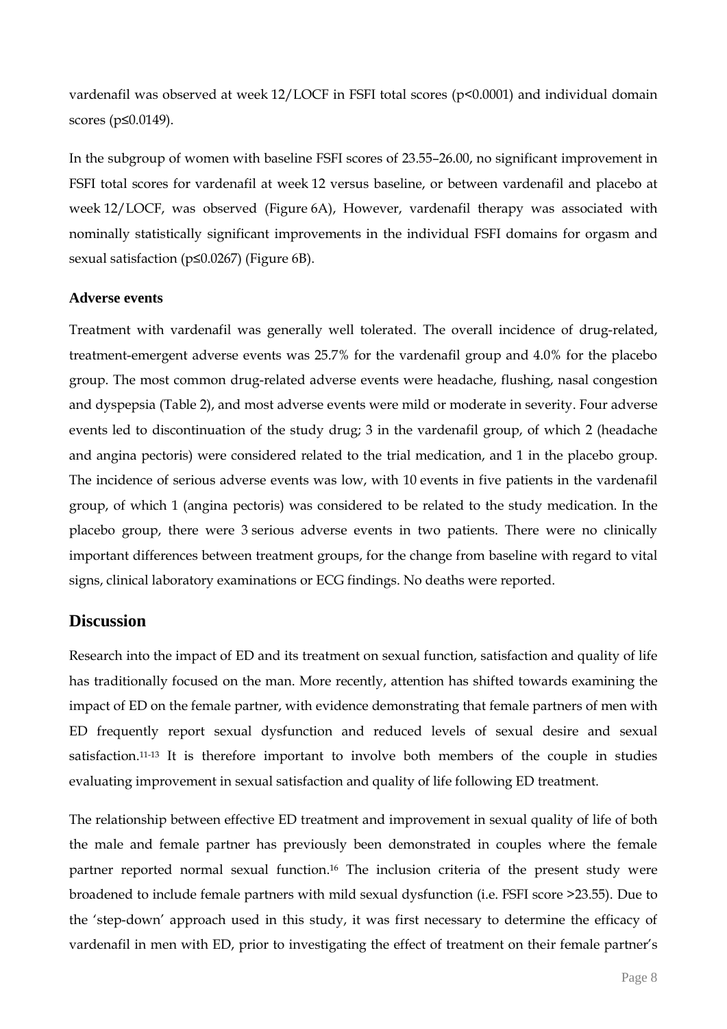vardenafil was observed at week 12/LOCF in FSFI total scores ($p<0.0001$) and individual domain scores ($p\leq0.0149$).

In the subgroup of women with baseline FSFI scores of 23.55–26.00, no significant improvement in FSFI total scores for vardenafil at week 12 versus baseline, or between vardenafil and placebo at week 12/LOCF, was observed (Figure 6A), However, vardenafil therapy was associated with nominally statistically significant improvements in the individual FSFI domains for orgasm and sexual satisfaction ($p\leq0.0267$) (Figure 6B).

### Adverse events

Treatment with vardenafil was generally well tolerated. The overall incidence of drug-related, treatment-emergent adverse events was 25.7% for the vardenafil group and 4.0% for the placebo group. The most common drug-related adverse events were headache, flushing, nasal congestion and dyspepsia (Table 2), and most adverse events were mild or moderate in severity. Four adverse events led to discontinuation of the study drug; 3 in the vardenafil group, of which 2 (headache and angina pectoris) were considered related to the trial medication, and 1 in the placebo group. The incidence of serious adverse events was low, with 10 events in five patients in the vardenafil group, of which 1 (angina pectoris) was considered to be related to the study medication. In the placebo group, there were 3 serious adverse events in two patients. There were no clinically important differences between treatment groups, for the change from baseline with regard to vital signs, clinical laboratory examinations or ECG findings. No deaths were reported.

## Discussion

Research into the impact of ED and its treatment on sexual function, satisfaction and quality of life has traditionally focused on the man. More recently, attention has shifted towards examining the impact of ED on the female partner, with evidence demonstrating that female partners of men with ED frequently report sexual dysfunction and reduced levels of sexual desire and sexual satisfaction.[11-13] It is therefore important to involve both members of the couple in studies evaluating improvement in sexual satisfaction and quality of life following ED treatment.

The relationship between effective ED treatment and improvement in sexual quality of life of both the male and female partner has previously been demonstrated in couples where the female partner reported normal sexual function.[16] The inclusion criteria of the present study were broadened to include female partners with mild sexual dysfunction (i.e. FSFI score >23.55). Due to the 'step-down' approach used in this study, it was first necessary to determine the efficacy of vardenafil in men with ED, prior to investigating the effect of treatment on their female partner's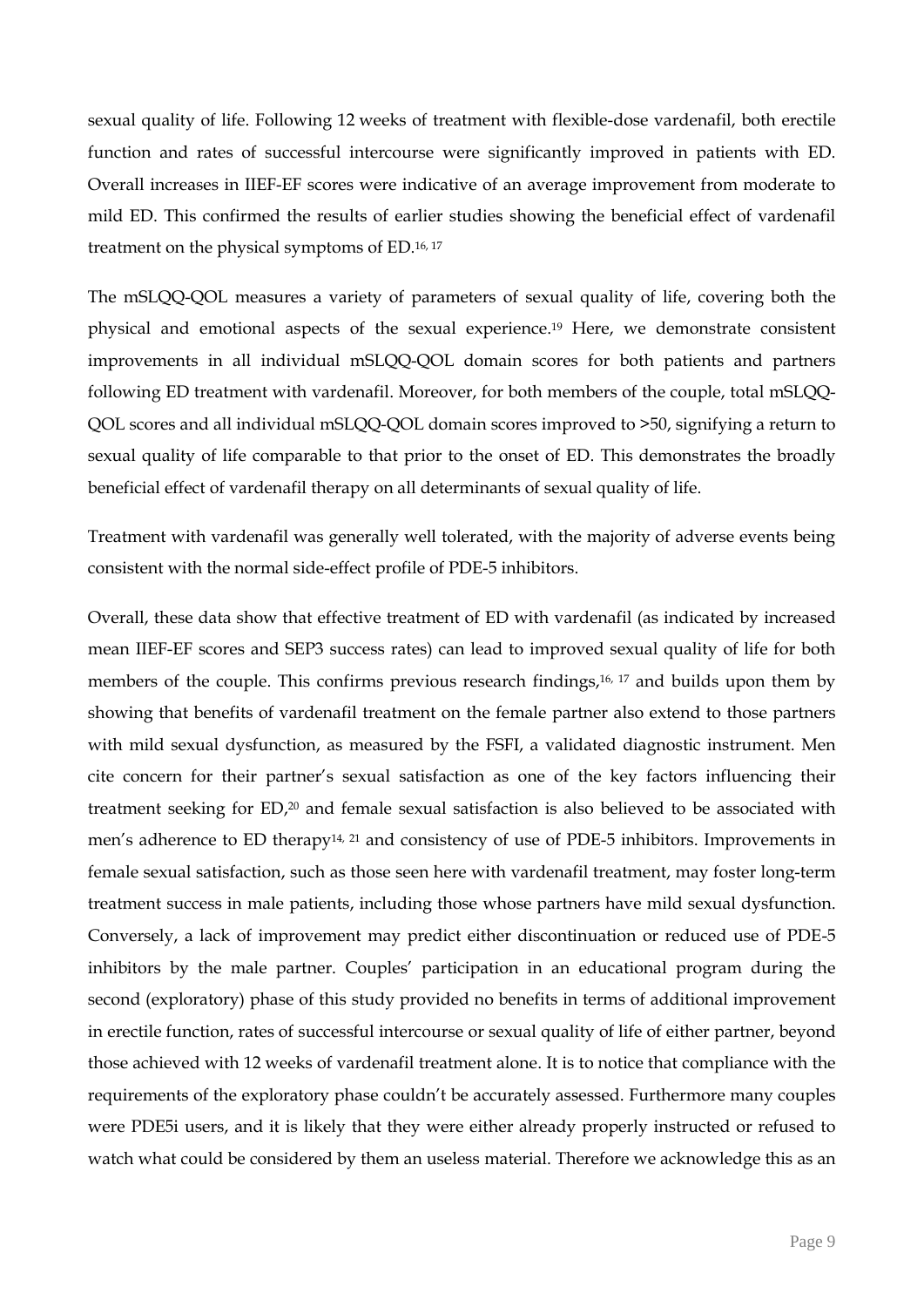sexual quality of life. Following 12 weeks of treatment with flexible-dose vardenafil, both erectile function and rates of successful intercourse were significantly improved in patients with ED. Overall increases in IIEF-EF scores were indicative of an average improvement from moderate to mild ED. This confirmed the results of earlier studies showing the beneficial effect of vardenafil treatment on the physical symptoms of ED.[16, 17]

The mSLQQ-QOL measures a variety of parameters of sexual quality of life, covering both the physical and emotional aspects of the sexual experience.[19] Here, we demonstrate consistent improvements in all individual mSLQQ-QOL domain scores for both patients and partners following ED treatment with vardenafil. Moreover, for both members of the couple, total mSLQQ-QOL scores and all individual mSLQQ-QOL domain scores improved to >50, signifying a return to sexual quality of life comparable to that prior to the onset of ED. This demonstrates the broadly beneficial effect of vardenafil therapy on all determinants of sexual quality of life.

Treatment with vardenafil was generally well tolerated, with the majority of adverse events being consistent with the normal side-effect profile of PDE-5 inhibitors.

Overall, these data show that effective treatment of ED with vardenafil (as indicated by increased mean IIEF-EF scores and SEP3 success rates) can lead to improved sexual quality of life for both members of the couple. This confirms previous research findings,[16, 17] and builds upon them by showing that benefits of vardenafil treatment on the female partner also extend to those partners with mild sexual dysfunction, as measured by the FSFI, a validated diagnostic instrument. Men cite concern for their partner's sexual satisfaction as one of the key factors influencing their treatment seeking for ED,[20] and female sexual satisfaction is also believed to be associated with men's adherence to ED therapy[14, 21] and consistency of use of PDE-5 inhibitors. Improvements in female sexual satisfaction, such as those seen here with vardenafil treatment, may foster long-term treatment success in male patients, including those whose partners have mild sexual dysfunction. Conversely, a lack of improvement may predict either discontinuation or reduced use of PDE-5 inhibitors by the male partner. Couples' participation in an educational program during the second (exploratory) phase of this study provided no benefits in terms of additional improvement in erectile function, rates of successful intercourse or sexual quality of life of either partner, beyond those achieved with 12 weeks of vardenafil treatment alone. It is to notice that compliance with the requirements of the exploratory phase couldn't be accurately assessed. Furthermore many couples were PDE5i users, and it is likely that they were either already properly instructed or refused to watch what could be considered by them an useless material. Therefore we acknowledge this as an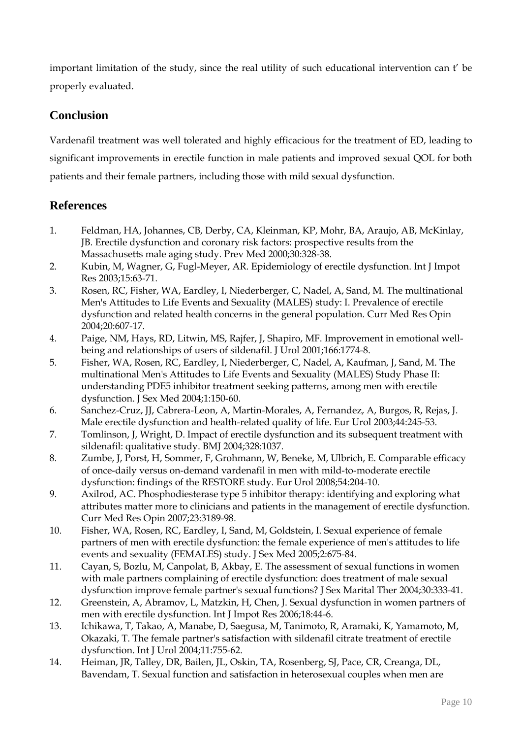important limitation of the study, since the real utility of such educational intervention can t' be properly evaluated.

## Conclusion

Vardenafil treatment was well tolerated and highly efficacious for the treatment of ED, leading to significant improvements in erectile function in male patients and improved sexual QOL for both patients and their female partners, including those with mild sexual dysfunction.

## References

1. Feldman, HA, Johannes, CB, Derby, CA, Kleinman, KP, Mohr, BA, Araujo, AB, McKinlay, JB. Erectile dysfunction and coronary risk factors: prospective results from the Massachusetts male aging study. Prev Med 2000;30:328-38.
2. Kubin, M, Wagner, G, Fugl-Meyer, AR. Epidemiology of erectile dysfunction. Int J Impot Res 2003;15:63-71.
3. Rosen, RC, Fisher, WA, Eardley, I, Niederberger, C, Nadel, A, Sand, M. The multinational Men's Attitudes to Life Events and Sexuality (MALES) study: I. Prevalence of erectile dysfunction and related health concerns in the general population. Curr Med Res Opin 2004;20:607-17.
4. Paige, NM, Hays, RD, Litwin, MS, Rajfer, J, Shapiro, MF. Improvement in emotional well-being and relationships of users of sildenafil. J Urol 2001;166:1774-8.
5. Fisher, WA, Rosen, RC, Eardley, I, Niederberger, C, Nadel, A, Kaufman, J, Sand, M. The multinational Men's Attitudes to Life Events and Sexuality (MALES) Study Phase II: understanding PDE5 inhibitor treatment seeking patterns, among men with erectile dysfunction. J Sex Med 2004;1:150-60.
6. Sanchez-Cruz, JJ, Cabrera-Leon, A, Martin-Morales, A, Fernandez, A, Burgos, R, Rejas, J. Male erectile dysfunction and health-related quality of life. Eur Urol 2003;44:245-53.
7. Tomlinson, J, Wright, D. Impact of erectile dysfunction and its subsequent treatment with sildenafil: qualitative study. BMJ 2004;328:1037.
8. Zumbe, J, Porst, H, Sommer, F, Grohmann, W, Beneke, M, Ulbrich, E. Comparable efficacy of once-daily versus on-demand vardenafil in men with mild-to-moderate erectile dysfunction: findings of the RESTORE study. Eur Urol 2008;54:204-10.
9. Axilrod, AC. Phosphodiesterase type 5 inhibitor therapy: identifying and exploring what attributes matter more to clinicians and patients in the management of erectile dysfunction. Curr Med Res Opin 2007;23:3189-98.
10. Fisher, WA, Rosen, RC, Eardley, I, Sand, M, Goldstein, I. Sexual experience of female partners of men with erectile dysfunction: the female experience of men's attitudes to life events and sexuality (FEMALES) study. J Sex Med 2005;2:675-84.
11. Cayan, S, Bozlu, M, Canpolat, B, Akbay, E. The assessment of sexual functions in women with male partners complaining of erectile dysfunction: does treatment of male sexual dysfunction improve female partner's sexual functions? J Sex Marital Ther 2004;30:333-41.
12. Greenstein, A, Abramov, L, Matzkin, H, Chen, J. Sexual dysfunction in women partners of men with erectile dysfunction. Int J Impot Res 2006;18:44-6.
13. Ichikawa, T, Takao, A, Manabe, D, Saegusa, M, Tanimoto, R, Aramaki, K, Yamamoto, M, Okazaki, T. The female partner's satisfaction with sildenafil citrate treatment of erectile dysfunction. Int J Urol 2004;11:755-62.
14. Heiman, JR, Talley, DR, Bailen, JL, Oskin, TA, Rosenberg, SJ, Pace, CR, Creanga, DL, Bavendam, T. Sexual function and satisfaction in heterosexual couples when men are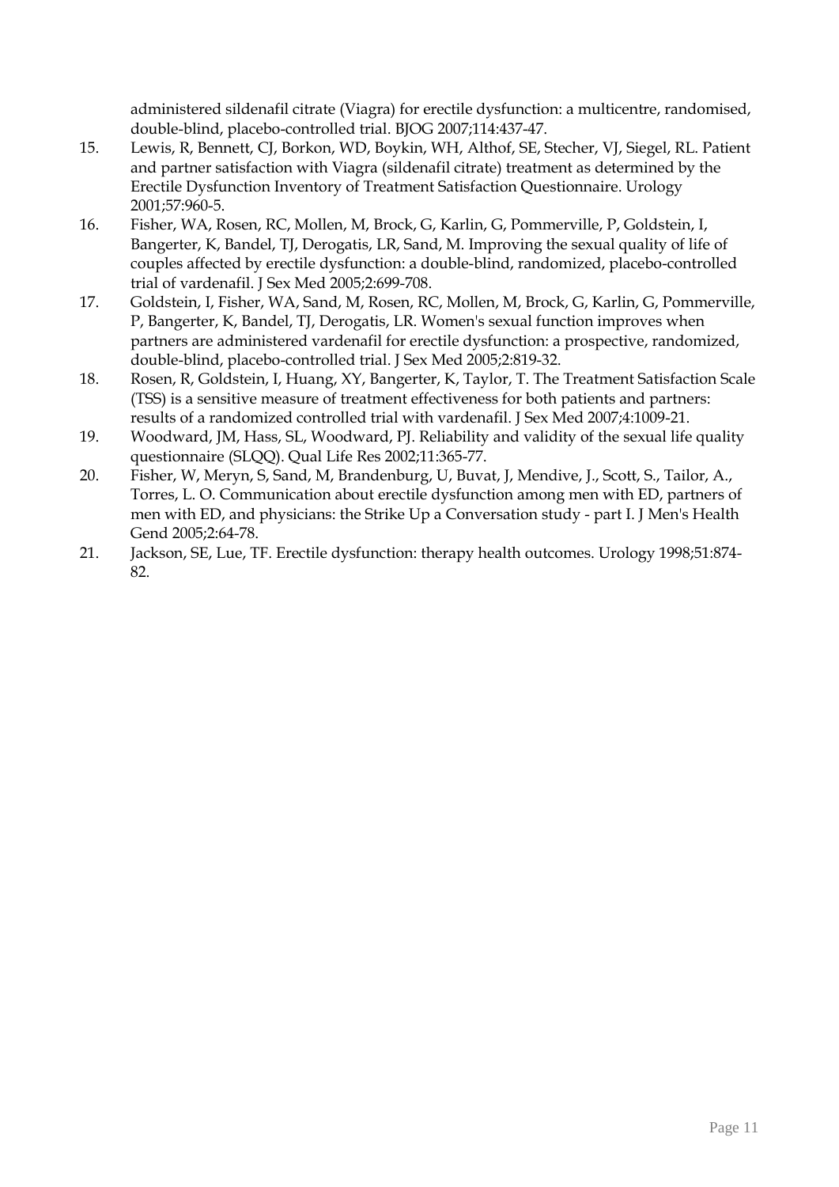administered sildenafil citrate (Viagra) for erectile dysfunction: a multicentre, randomised, double-blind, placebo-controlled trial. BJOG 2007;114:437-47.

15. Lewis, R, Bennett, CJ, Borkon, WD, Boykin, WH, Althof, SE, Stecher, VJ, Siegel, RL. Patient and partner satisfaction with Viagra (sildenafil citrate) treatment as determined by the Erectile Dysfunction Inventory of Treatment Satisfaction Questionnaire. Urology 2001;57:960-5.
16. Fisher, WA, Rosen, RC, Mollen, M, Brock, G, Karlin, G, Pommerville, P, Goldstein, I, Bangerter, K, Bandel, TJ, Derogatis, LR, Sand, M. Improving the sexual quality of life of couples affected by erectile dysfunction: a double-blind, randomized, placebo-controlled trial of vardenafil. J Sex Med 2005;2:699-708.
17. Goldstein, I, Fisher, WA, Sand, M, Rosen, RC, Mollen, M, Brock, G, Karlin, G, Pommerville, P, Bangerter, K, Bandel, TJ, Derogatis, LR. Women's sexual function improves when partners are administered vardenafil for erectile dysfunction: a prospective, randomized, double-blind, placebo-controlled trial. J Sex Med 2005;2:819-32.
18. Rosen, R, Goldstein, I, Huang, XY, Bangerter, K, Taylor, T. The Treatment Satisfaction Scale (TSS) is a sensitive measure of treatment effectiveness for both patients and partners: results of a randomized controlled trial with vardenafil. J Sex Med 2007;4:1009-21.
19. Woodward, JM, Hass, SL, Woodward, PJ. Reliability and validity of the sexual life quality questionnaire (SLQQ). Qual Life Res 2002;11:365-77.
20. Fisher, W, Meryn, S, Sand, M, Brandenburg, U, Buvat, J, Mendive, J., Scott, S., Tailor, A., Torres, L. O. Communication about erectile dysfunction among men with ED, partners of men with ED, and physicians: the Strike Up a Conversation study - part I. J Men's Health Gend 2005;2:64-78.
21. Jackson, SE, Lue, TF. Erectile dysfunction: therapy health outcomes. Urology 1998;51:874-82.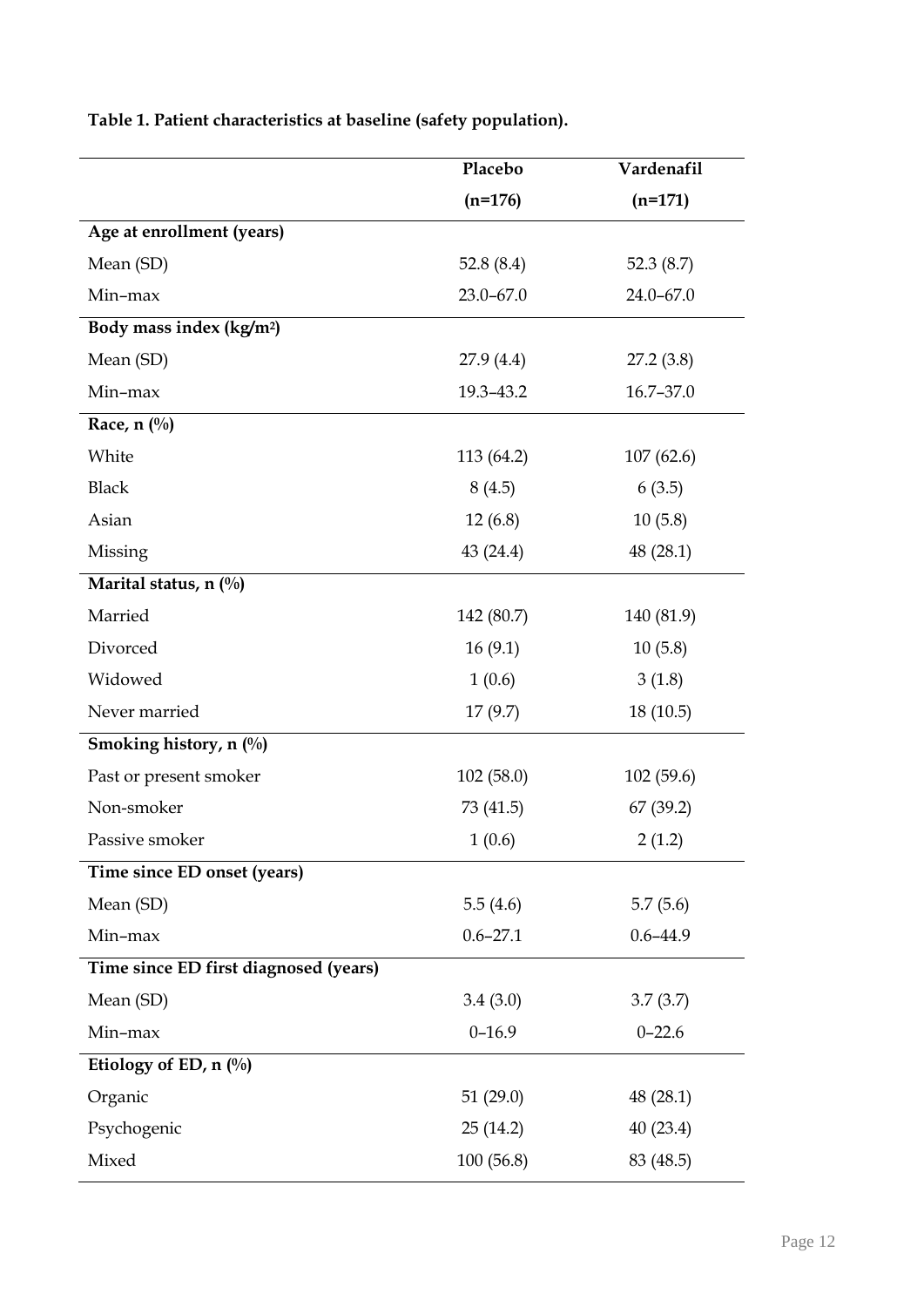**Table 1. Patient characteristics at baseline (safety population).**

| | Placebo (n=176) | Vardenafil (n=171) |
|---|---|---|
| **Age at enrollment (years)** | | |
| Mean (SD) | 52.8 (8.4) | 52.3 (8.7) |
| Min–max | 23.0–67.0 | 24.0–67.0 |
| **Body mass index (kg/m²)** | | |
| Mean (SD) | 27.9 (4.4) | 27.2 (3.8) |
| Min–max | 19.3–43.2 | 16.7–37.0 |
| **Race, n (%)** | | |
| White | 113 (64.2) | 107 (62.6) |
| Black | 8 (4.5) | 6 (3.5) |
| Asian | 12 (6.8) | 10 (5.8) |
| Missing | 43 (24.4) | 48 (28.1) |
| **Marital status, n (%)** | | |
| Married | 142 (80.7) | 140 (81.9) |
| Divorced | 16 (9.1) | 10 (5.8) |
| Widowed | 1 (0.6) | 3 (1.8) |
| Never married | 17 (9.7) | 18 (10.5) |
| **Smoking history, n (%)** | | |
| Past or present smoker | 102 (58.0) | 102 (59.6) |
| Non-smoker | 73 (41.5) | 67 (39.2) |
| Passive smoker | 1 (0.6) | 2 (1.2) |
| **Time since ED onset (years)** | | |
| Mean (SD) | 5.5 (4.6) | 5.7 (5.6) |
| Min–max | 0.6–27.1 | 0.6–44.9 |
| **Time since ED first diagnosed (years)** | | |
| Mean (SD) | 3.4 (3.0) | 3.7 (3.7) |
| Min–max | 0–16.9 | 0–22.6 |
| **Etiology of ED, n (%)** | | |
| Organic | 51 (29.0) | 48 (28.1) |
| Psychogenic | 25 (14.2) | 40 (23.4) |
| Mixed | 100 (56.8) | 83 (48.5) |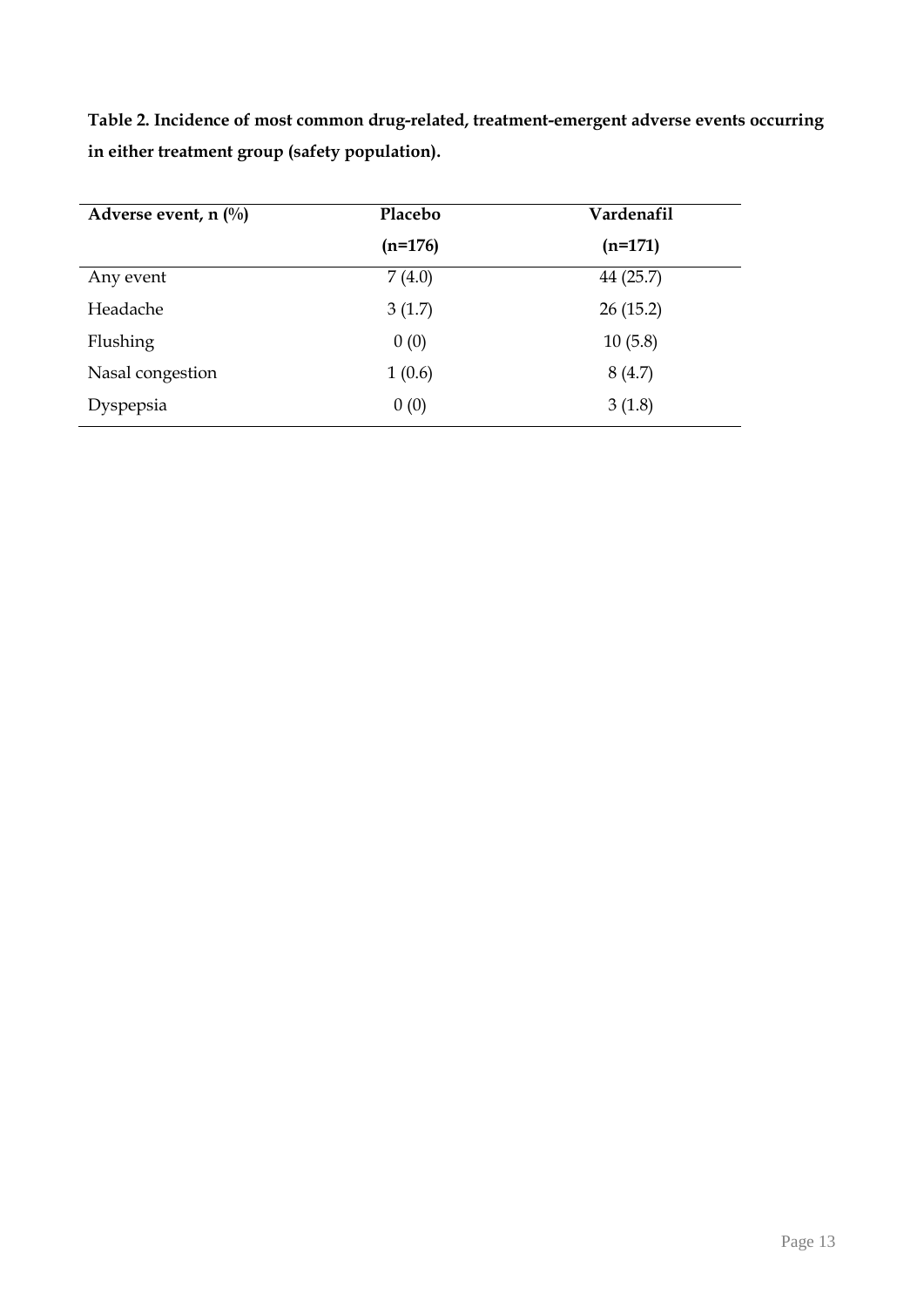**Table 2. Incidence of most common drug-related, treatment-emergent adverse events occurring in either treatment group (safety population).**

| Adverse event, n (%) | Placebo (n=176) | Vardenafil (n=171) |
|---|---|---|
| Any event | 7 (4.0) | 44 (25.7) |
| Headache | 3 (1.7) | 26 (15.2) |
| Flushing | 0 (0) | 10 (5.8) |
| Nasal congestion | 1 (0.6) | 8 (4.7) |
| Dyspepsia | 0 (0) | 3 (1.8) |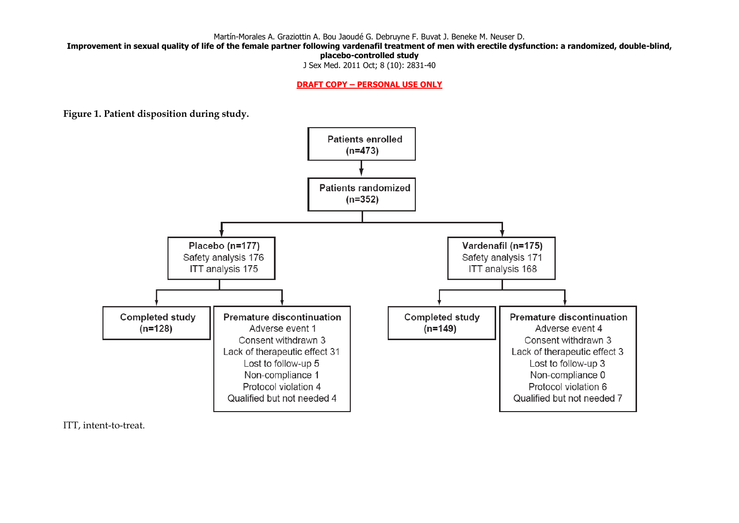**Figure 1. Patient disposition during study.**

**Patients enrolled**
**(n=473)**

↓

**Patients randomized**
**(n=352)**

**Placebo (n=177)**
Safety analysis 176
ITT analysis 175

- **Completed study**
  **(n=128)**
- **Premature discontinuation**
  Adverse event 1
  Consent withdrawn 3
  Lack of therapeutic effect 31
  Lost to follow-up 5
  Non-compliance 1
  Protocol violation 4
  Qualified but not needed 4

**Vardenafil (n=175)**
Safety analysis 171
ITT analysis 168

- **Completed study**
  **(n=149)**
- **Premature discontinuation**
  Adverse event 4
  Consent withdrawn 3
  Lack of therapeutic effect 3
  Lost to follow-up 3
  Non-compliance 0
  Protocol violation 6
  Qualified but not needed 7

ITT, intent-to-treat.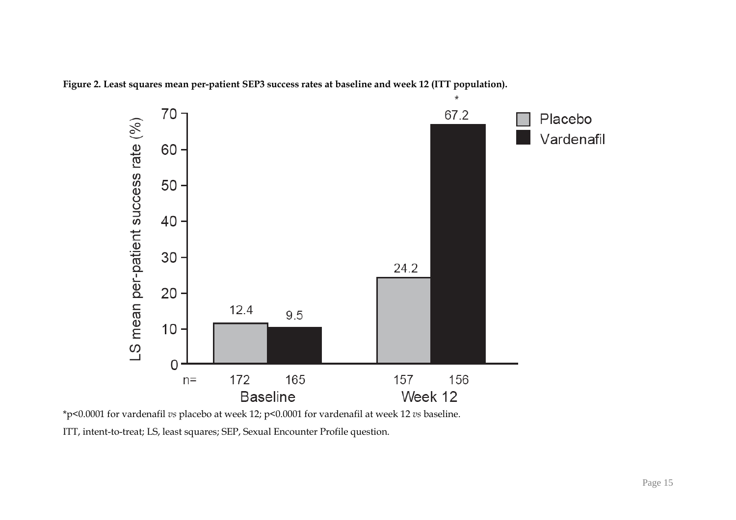**Figure 2. Least squares mean per-patient SEP3 success rates at baseline and week 12 (ITT population).**

*p<0.0001 for vardenafil *vs* placebo at week 12; p<0.0001 for vardenafil at week 12 *vs* baseline.

ITT, intent-to-treat; LS, least squares; SEP, Sexual Encounter Profile question.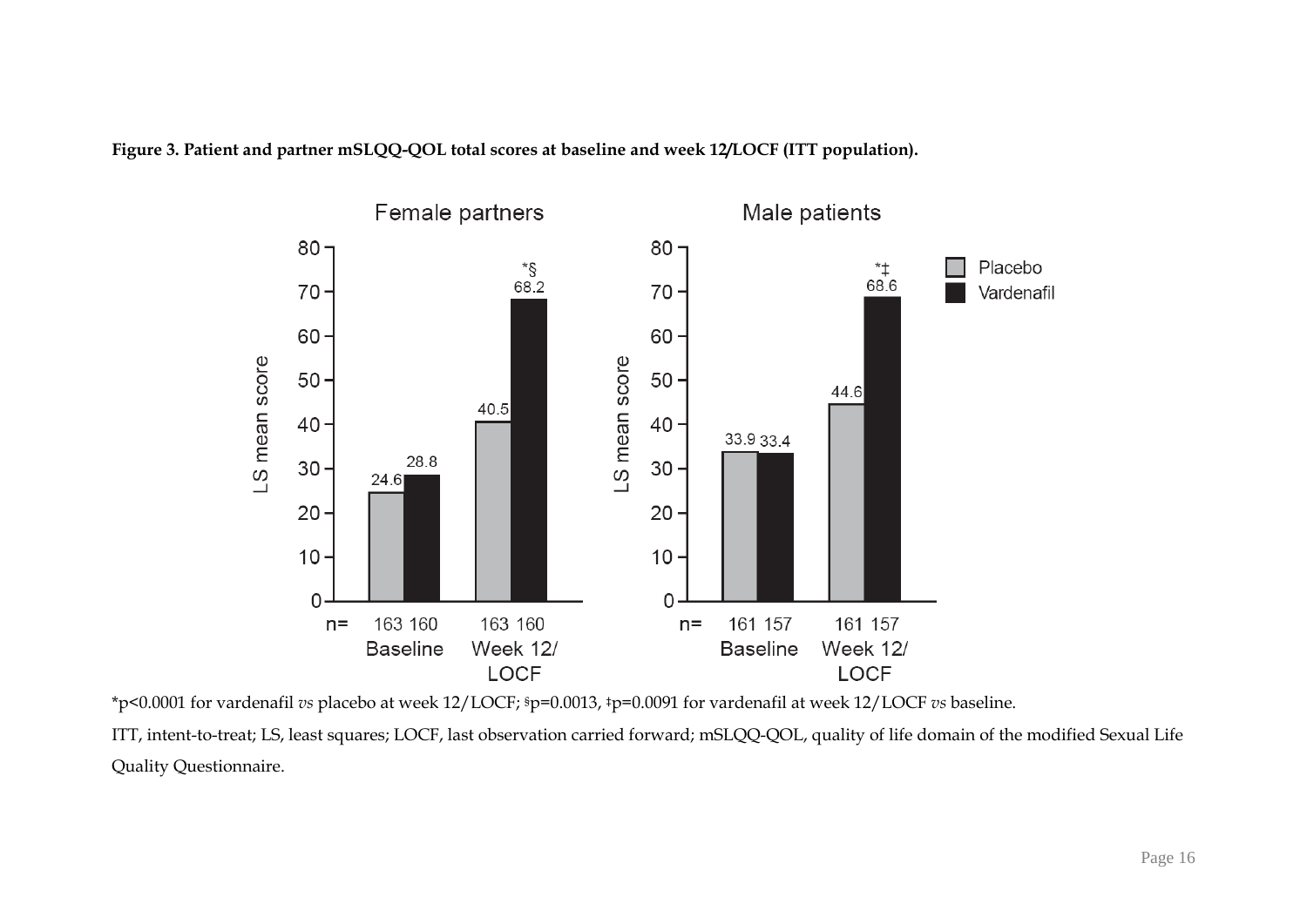**Figure 3. Patient and partner mSLQQ-QOL total scores at baseline and week 12/LOCF (ITT population).**

*p<0.0001 for vardenafil *vs* placebo at week 12/LOCF; §p=0.0013, ‡p=0.0091 for vardenafil at week 12/LOCF *vs* baseline.

ITT, intent-to-treat; LS, least squares; LOCF, last observation carried forward; mSLQQ-QOL, quality of life domain of the modified Sexual Life Quality Questionnaire.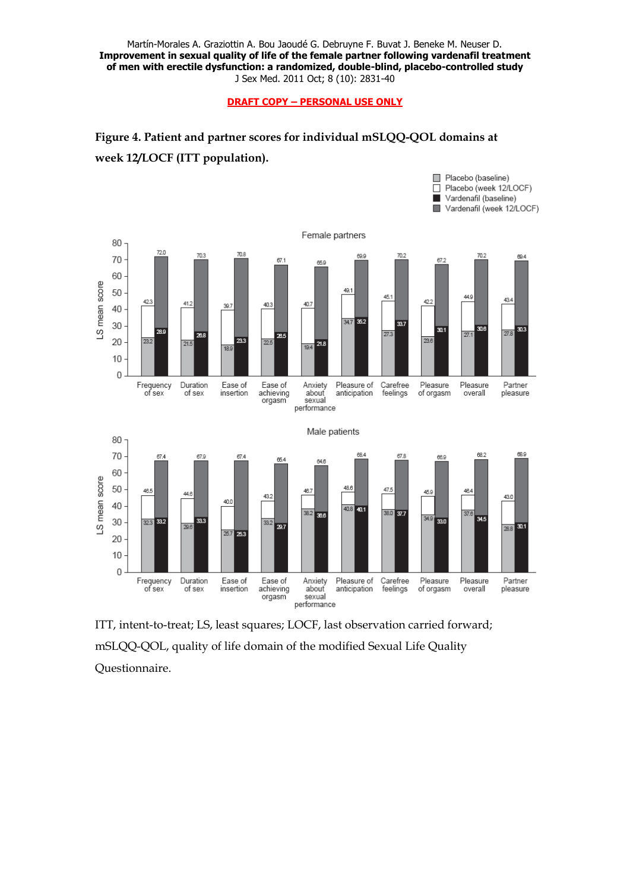**Figure 4. Patient and partner scores for individual mSLQQ-QOL domains at week 12/LOCF (ITT population).**

**Female partners** (LS mean score)

| Domain | Placebo (baseline) | Placebo (week 12/LOCF) | Vardenafil (baseline) | Vardenafil (week 12/LOCF) |
|---|---|---|---|---|
| Frequency of sex | 23.2 | 42.3 | 28.9 | 72.0 |
| Duration of sex | 21.5 | 41.2 | 26.8 | 70.3 |
| Ease of insertion | 18.9 | 39.7 | 23.3 | 70.8 |
| Ease of achieving orgasm | 22.5 | 40.3 | 26.5 | 67.1 |
| Anxiety about sexual performance | 19.4 | 40.7 | 21.8 | 65.9 |
| Pleasure of anticipation | 34.7 | 49.1 | 35.2 | 69.9 |
| Carefree feelings | 27.3 | 45.1 | 33.7 | 70.2 |
| Pleasure of orgasm | 23.6 | 42.2 | 30.1 | 67.2 |
| Pleasure overall | 27.1 | 44.9 | 30.6 | 70.2 |
| Partner pleasure | 27.8 | 43.4 | 30.3 | 69.4 |

**Male patients** (LS mean score)

| Domain | Placebo (baseline) | Placebo (week 12/LOCF) | Vardenafil (baseline) | Vardenafil (week 12/LOCF) |
|---|---|---|---|---|
| Frequency of sex | 32.3 | 46.5 | 33.2 | 67.4 |
| Duration of sex | 29.6 | 44.6 | 33.3 | 67.9 |
| Ease of insertion | 25.7 | 40.0 | 25.3 | 67.4 |
| Ease of achieving orgasm | 33.2 | 43.2 | 29.7 | 65.4 |
| Anxiety about sexual performance | 38.2 | 46.7 | 36.6 | 64.6 |
| Pleasure of anticipation | 40.8 | 48.6 | 40.1 | 68.4 |
| Carefree feelings | 38.0 | 47.5 | 37.7 | 67.8 |
| Pleasure of orgasm | 34.9 | 45.9 | 33.0 | 66.9 |
| Pleasure overall | 37.6 | 46.4 | 34.5 | 68.2 |
| Partner pleasure | 28.8 | 43.0 | 30.1 | 68.9 |

ITT, intent-to-treat; LS, least squares; LOCF, last observation carried forward; mSLQQ-QOL, quality of life domain of the modified Sexual Life Quality Questionnaire.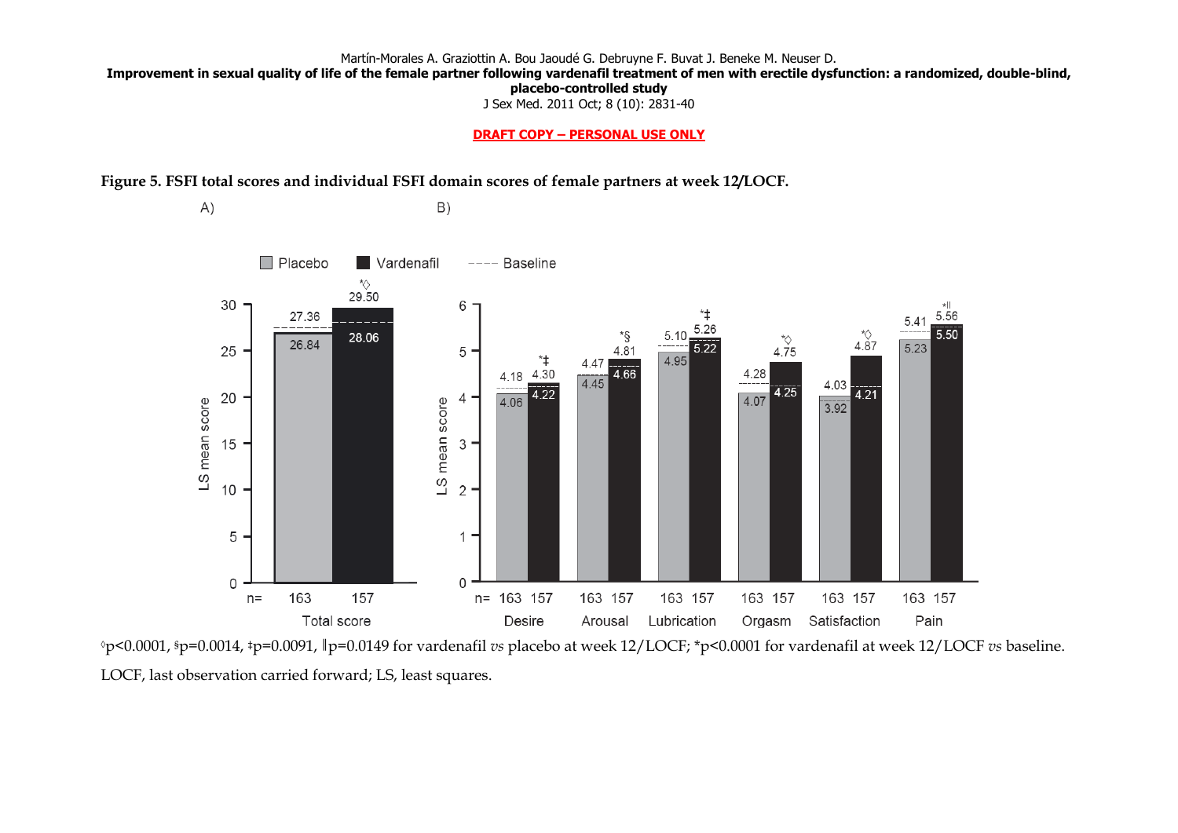DRAFT COPY – PERSONAL USE ONLY

**Figure 5. FSFI total scores and individual FSFI domain scores of female partners at week 12/LOCF.**

◊p<0.0001, §p=0.0014, ‡p=0.0091, ‖p=0.0149 for vardenafil *vs* placebo at week 12/LOCF; *p<0.0001 for vardenafil at week 12/LOCF *vs* baseline.

LOCF, last observation carried forward; LS, least squares.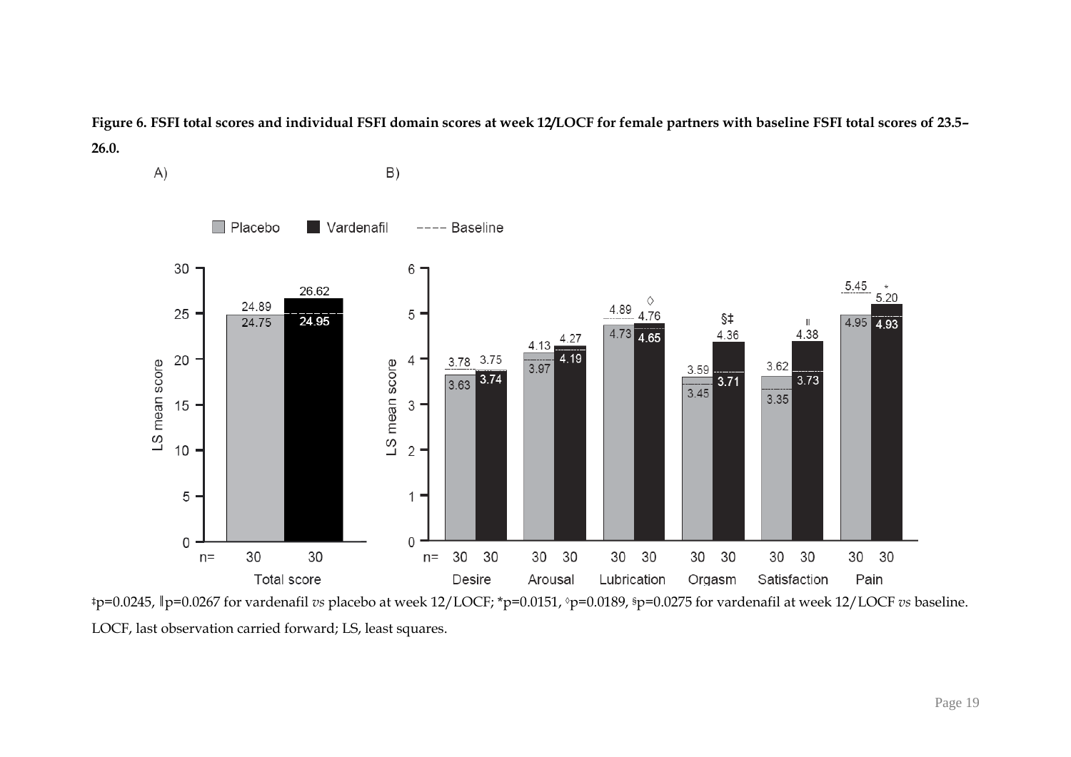**Figure 6. FSFI total scores and individual FSFI domain scores at week 12/LOCF for female partners with baseline FSFI total scores of 23.5–26.0.**

A)

B)

Placebo Vardenafil ---- Baseline

LS mean score

30
25
20
15
10
5
0

24.89
24.75
26.62
24.95

n= 30 30

Total score

LS mean score

6
5
4
3
2
1
0

3.78 3.75
3.63 3.74
4.13 4.27
3.97 4.19
4.89 ◊ 4.76
4.73 4.65
3.59 §‡ 4.36
3.45 3.71
3.62 ‖ 4.38
3.35 3.73
5.45 * 5.20
4.95 4.93

n= 30 30 30 30 30 30 30 30 30 30 30 30

Desire Arousal Lubrication Orgasm Satisfaction Pain

‡p=0.0245, ‖p=0.0267 for vardenafil *vs* placebo at week 12/LOCF; *p=0.0151, ◊p=0.0189, §p=0.0275 for vardenafil at week 12/LOCF *vs* baseline.

LOCF, last observation carried forward; LS, least squares.